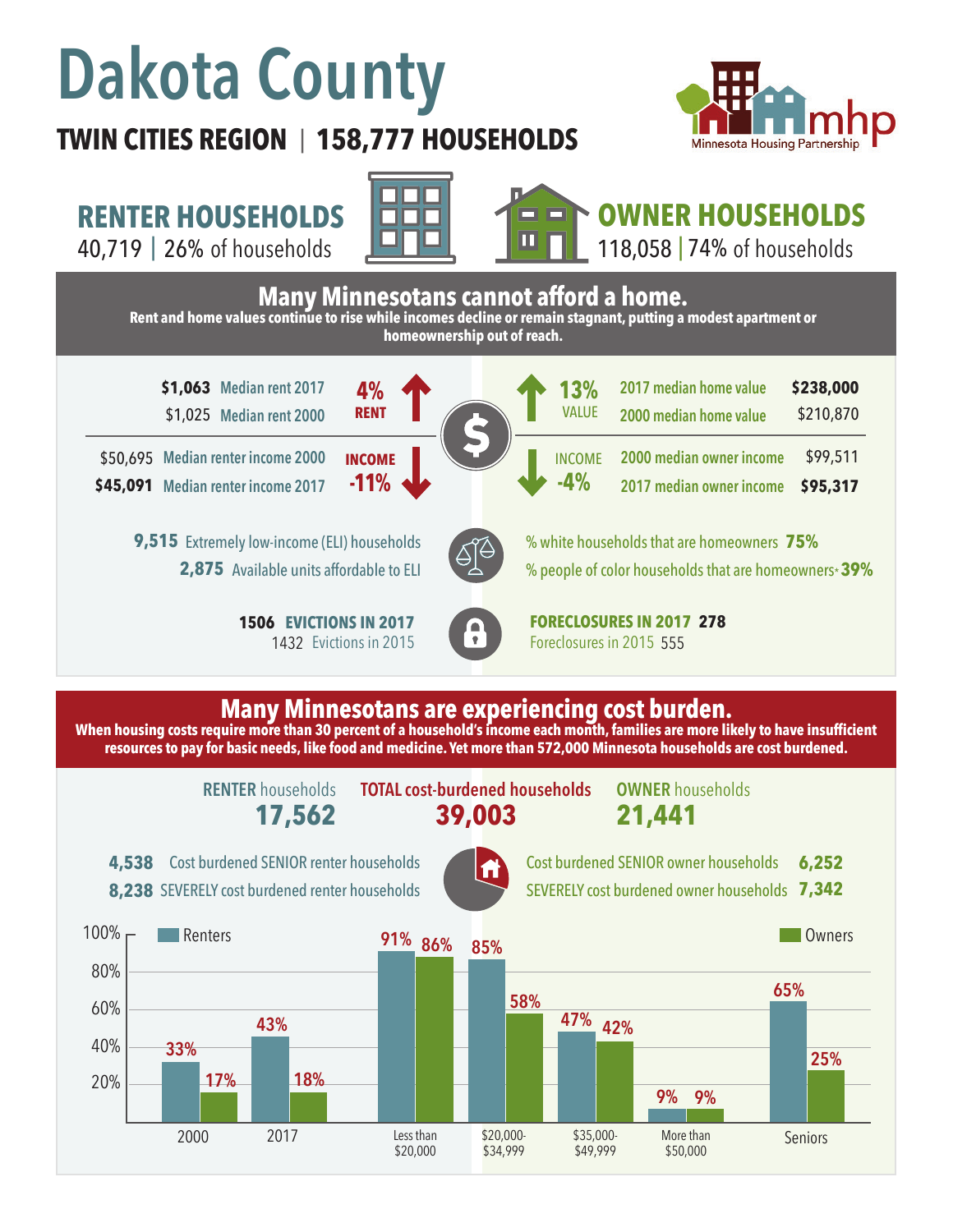# Dakota County

**TWIN CITIES REGION | 158,777 HOUSEHOLDS**

Minnesota Housing Partnership (mhp)

## RENTER HOUSEHOLDS
40,719 | 26% of households

## OWNER HOUSEHOLDS
118,058 | 74% of households

## Many Minnesotans cannot afford a home.

**Rent and home values continue to rise while incomes decline or remain stagnant, putting a modest apartment or homeownership out of reach.**

**$1,063** Median rent 2017
$1,025 Median rent 2000
**4% RENT** ↑

$50,695 Median renter income 2000
**$45,091** Median renter income 2017
**INCOME -11%** ↓

**13% VALUE** ↑
2017 median home value **$238,000**
2000 median home value $210,870

**INCOME -4%** ↓
2000 median owner income $99,511
2017 median owner income **$95,317**

**9,515** Extremely low-income (ELI) households
**2,875** Available units affordable to ELI

% white households that are homeowners **75%**
% people of color households that are homeowners* **39%**

**1506 EVICTIONS IN 2017**
1432 Evictions in 2015

**FORECLOSURES IN 2017 278**
Foreclosures in 2015 555

## Many Minnesotans are experiencing cost burden.

**When housing costs require more than 30 percent of a household's income each month, families are more likely to have insufficient resources to pay for basic needs, like food and medicine. Yet more than 572,000 Minnesota households are cost burdened.**

| RENTER households | TOTAL cost-burdened households | OWNER households |
|---|---|---|
| **17,562** | **39,003** | **21,441** |

**4,538** Cost burdened SENIOR renter households
**8,238** SEVERELY cost burdened renter households

Cost burdened SENIOR owner households **6,252**
SEVERELY cost burdened owner households **7,342**

| | Renters | Owners |
|---|---|---|
| 2000 | 33% | 17% |
| 2017 | 43% | 18% |
| Less than $20,000 | 91% | 86% |
| $20,000-$34,999 | 85% | 58% |
| $35,000-$49,999 | 47% | 42% |
| More than $50,000 | 9% | 9% |
| Seniors | 65% | 25% |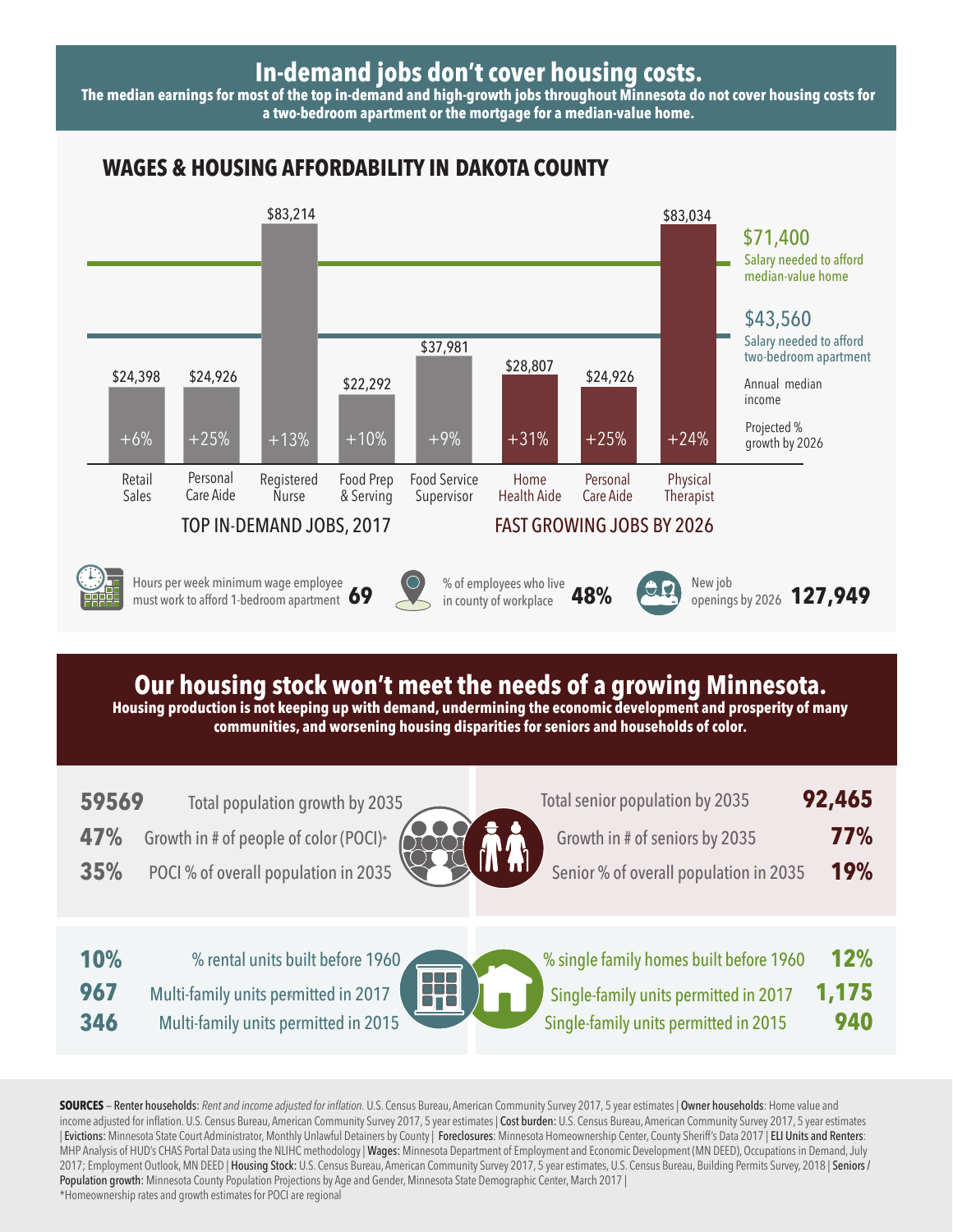# In-demand jobs don't cover housing costs.

**The median earnings for most of the top in-demand and high-growth jobs throughout Minnesota do not cover housing costs for a two-bedroom apartment or the mortgage for a median-value home.**

## WAGES & HOUSING AFFORDABILITY IN DAKOTA COUNTY

$71,400
Salary needed to afford median-value home

$43,560
Salary needed to afford two-bedroom apartment

Annual median income

Projected % growth by 2026

TOP IN-DEMAND JOBS, 2017

Retail Sales: $24,398, +6%
Personal Care Aide: $24,926, +25%
Registered Nurse: $83,214, +13%
Food Prep & Serving: $22,292, +10%
Food Service Supervisor: $37,981, +9%

FAST GROWING JOBS BY 2026

Home Health Aide: $28,807, +31%
Personal Care Aide: $24,926, +25%
Physical Therapist: $83,034, +24%

Hours per week minimum wage employee must work to afford 1-bedroom apartment **69**

% of employees who live in county of workplace **48%**

New job openings by 2026 **127,949**

# Our housing stock won't meet the needs of a growing Minnesota.

**Housing production is not keeping up with demand, undermining the economic development and prosperity of many communities, and worsening housing disparities for seniors and households of color.**

**59569** Total population growth by 2035

**47%** Growth in # of people of color (POCI)*

**35%** POCI % of overall population in 2035

Total senior population by 2035 **92,465**

Growth in # of seniors by 2035 **77%**

Senior % of overall population in 2035 **19%**

**10%** % rental units built before 1960

**967** Multi-family units permitted in 2017

**346** Multi-family units permitted in 2015

% single family homes built before 1960 **12%**

Single-family units permitted in 2017 **1,175**

Single-family units permitted in 2015 **940**

**SOURCES** – Renter households: *Rent and income adjusted for inflation.* U.S. Census Bureau, American Community Survey 2017, 5 year estimates | Owner households: Home value and income adjusted for inflation. U.S. Census Bureau, American Community Survey 2017, 5 year estimates | Cost burden: U.S. Census Bureau, American Community Survey 2017, 5 year estimates | Evictions: Minnesota State Court Administrator, Monthly Unlawful Detainers by County | Foreclosures: Minnesota Homeownership Center, County Sheriff's Data 2017 | ELI Units and Renters: MHP Analysis of HUD's CHAS Portal Data using the NLIHC methodology | Wages: Minnesota Department of Employment and Economic Development (MN DEED), Occupations in Demand, July 2017; Employment Outlook, MN DEED | Housing Stock: U.S. Census Bureau, American Community Survey 2017, 5 year estimates, U.S. Census Bureau, Building Permits Survey, 2018 | Seniors / Population growth: Minnesota County Population Projections by Age and Gender, Minnesota State Demographic Center, March 2017 |
*Homeownership rates and growth estimates for POCI are regional